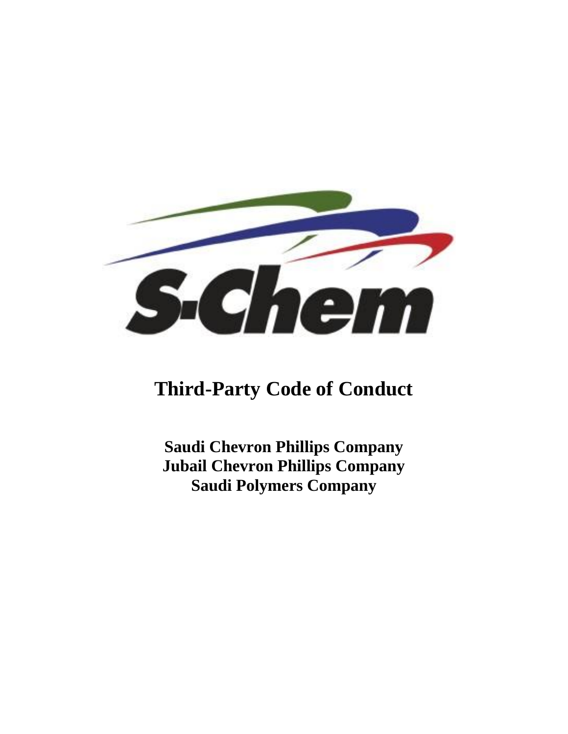S-Chem

# Third-Party Code of Conduct

**Saudi Chevron Phillips Company**
**Jubail Chevron Phillips Company**
**Saudi Polymers Company**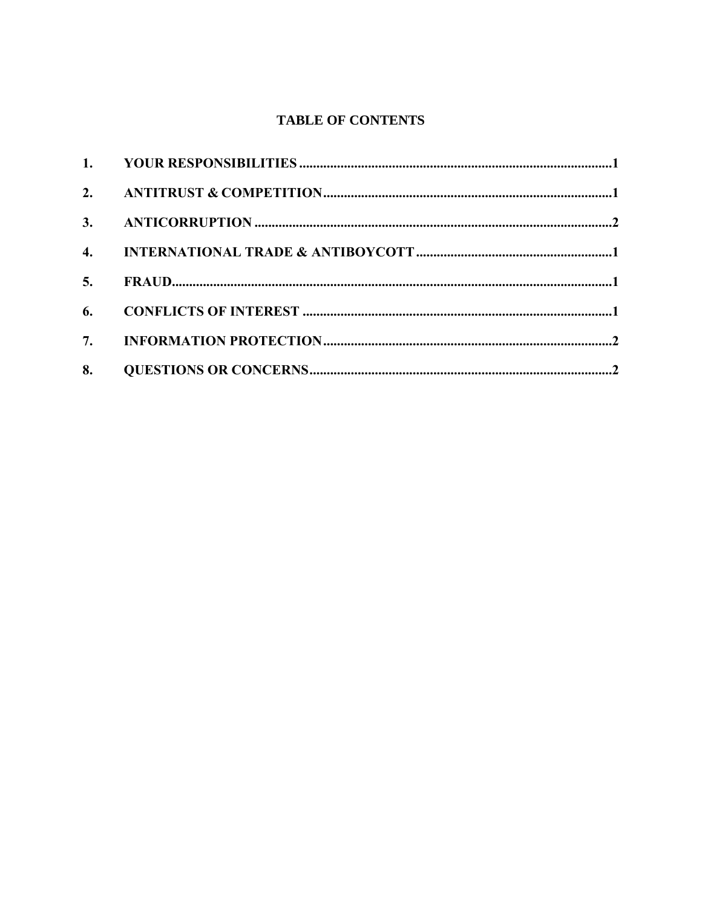# TABLE OF CONTENTS

| | | |
|---|---|---|
| **1.** | **YOUR RESPONSIBILITIES** | **1** |
| **2.** | **ANTITRUST & COMPETITION** | **1** |
| **3.** | **ANTICORRUPTION** | **2** |
| **4.** | **INTERNATIONAL TRADE & ANTIBOYCOTT** | **1** |
| **5.** | **FRAUD** | **1** |
| **6.** | **CONFLICTS OF INTEREST** | **1** |
| **7.** | **INFORMATION PROTECTION** | **2** |
| **8.** | **QUESTIONS OR CONCERNS** | **2** |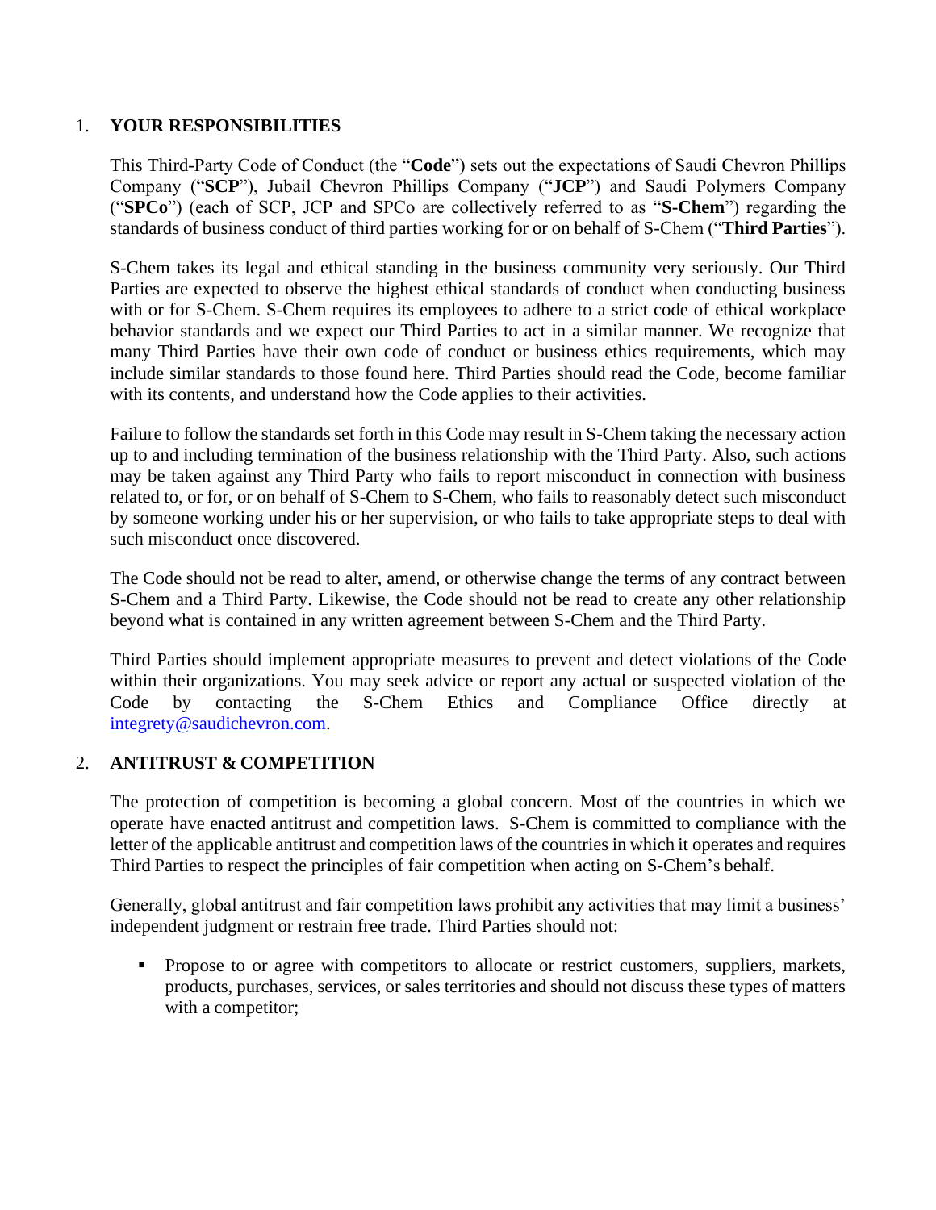## 1. YOUR RESPONSIBILITIES

This Third-Party Code of Conduct (the "**Code**") sets out the expectations of Saudi Chevron Phillips Company ("**SCP**"), Jubail Chevron Phillips Company ("**JCP**") and Saudi Polymers Company ("**SPCo**") (each of SCP, JCP and SPCo are collectively referred to as "**S-Chem**") regarding the standards of business conduct of third parties working for or on behalf of S-Chem ("**Third Parties**").

S-Chem takes its legal and ethical standing in the business community very seriously. Our Third Parties are expected to observe the highest ethical standards of conduct when conducting business with or for S-Chem. S-Chem requires its employees to adhere to a strict code of ethical workplace behavior standards and we expect our Third Parties to act in a similar manner. We recognize that many Third Parties have their own code of conduct or business ethics requirements, which may include similar standards to those found here. Third Parties should read the Code, become familiar with its contents, and understand how the Code applies to their activities.

Failure to follow the standards set forth in this Code may result in S-Chem taking the necessary action up to and including termination of the business relationship with the Third Party. Also, such actions may be taken against any Third Party who fails to report misconduct in connection with business related to, or for, or on behalf of S-Chem to S-Chem, who fails to reasonably detect such misconduct by someone working under his or her supervision, or who fails to take appropriate steps to deal with such misconduct once discovered.

The Code should not be read to alter, amend, or otherwise change the terms of any contract between S-Chem and a Third Party. Likewise, the Code should not be read to create any other relationship beyond what is contained in any written agreement between S-Chem and the Third Party.

Third Parties should implement appropriate measures to prevent and detect violations of the Code within their organizations. You may seek advice or report any actual or suspected violation of the Code by contacting the S-Chem Ethics and Compliance Office directly at integrety@saudichevron.com.

## 2. ANTITRUST & COMPETITION

The protection of competition is becoming a global concern. Most of the countries in which we operate have enacted antitrust and competition laws. S-Chem is committed to compliance with the letter of the applicable antitrust and competition laws of the countries in which it operates and requires Third Parties to respect the principles of fair competition when acting on S-Chem's behalf.

Generally, global antitrust and fair competition laws prohibit any activities that may limit a business' independent judgment or restrain free trade. Third Parties should not:

- Propose to or agree with competitors to allocate or restrict customers, suppliers, markets, products, purchases, services, or sales territories and should not discuss these types of matters with a competitor;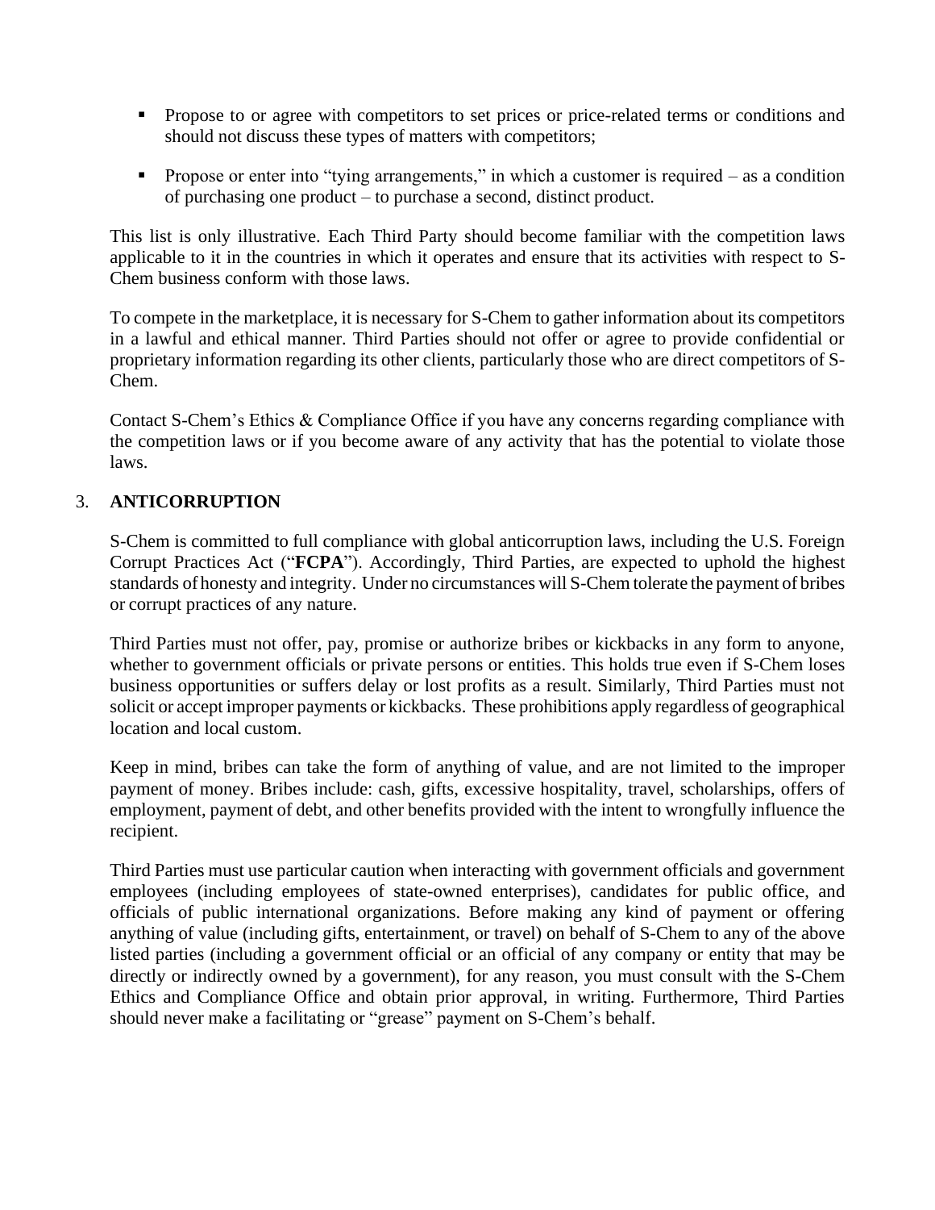- Propose to or agree with competitors to set prices or price-related terms or conditions and should not discuss these types of matters with competitors;

- Propose or enter into "tying arrangements," in which a customer is required – as a condition of purchasing one product – to purchase a second, distinct product.

This list is only illustrative. Each Third Party should become familiar with the competition laws applicable to it in the countries in which it operates and ensure that its activities with respect to S-Chem business conform with those laws.

To compete in the marketplace, it is necessary for S-Chem to gather information about its competitors in a lawful and ethical manner. Third Parties should not offer or agree to provide confidential or proprietary information regarding its other clients, particularly those who are direct competitors of S-Chem.

Contact S-Chem's Ethics & Compliance Office if you have any concerns regarding compliance with the competition laws or if you become aware of any activity that has the potential to violate those laws.

## 3. ANTICORRUPTION

S-Chem is committed to full compliance with global anticorruption laws, including the U.S. Foreign Corrupt Practices Act ("**FCPA**"). Accordingly, Third Parties, are expected to uphold the highest standards of honesty and integrity. Under no circumstances will S-Chem tolerate the payment of bribes or corrupt practices of any nature.

Third Parties must not offer, pay, promise or authorize bribes or kickbacks in any form to anyone, whether to government officials or private persons or entities. This holds true even if S-Chem loses business opportunities or suffers delay or lost profits as a result. Similarly, Third Parties must not solicit or accept improper payments or kickbacks. These prohibitions apply regardless of geographical location and local custom.

Keep in mind, bribes can take the form of anything of value, and are not limited to the improper payment of money. Bribes include: cash, gifts, excessive hospitality, travel, scholarships, offers of employment, payment of debt, and other benefits provided with the intent to wrongfully influence the recipient.

Third Parties must use particular caution when interacting with government officials and government employees (including employees of state-owned enterprises), candidates for public office, and officials of public international organizations. Before making any kind of payment or offering anything of value (including gifts, entertainment, or travel) on behalf of S-Chem to any of the above listed parties (including a government official or an official of any company or entity that may be directly or indirectly owned by a government), for any reason, you must consult with the S-Chem Ethics and Compliance Office and obtain prior approval, in writing. Furthermore, Third Parties should never make a facilitating or "grease" payment on S-Chem's behalf.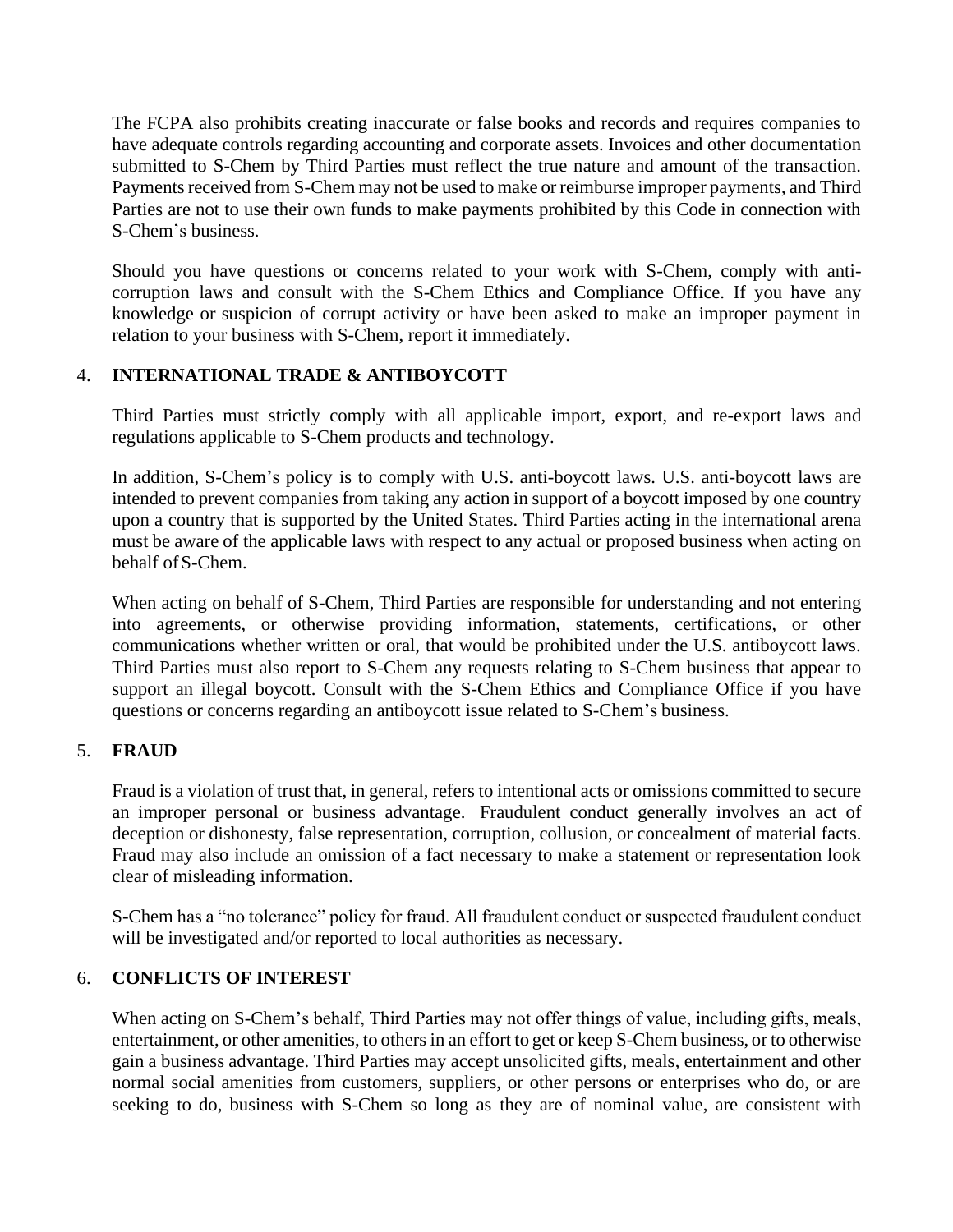The FCPA also prohibits creating inaccurate or false books and records and requires companies to have adequate controls regarding accounting and corporate assets. Invoices and other documentation submitted to S-Chem by Third Parties must reflect the true nature and amount of the transaction. Payments received from S-Chem may not be used to make or reimburse improper payments, and Third Parties are not to use their own funds to make payments prohibited by this Code in connection with S-Chem's business.

Should you have questions or concerns related to your work with S-Chem, comply with anti-corruption laws and consult with the S-Chem Ethics and Compliance Office. If you have any knowledge or suspicion of corrupt activity or have been asked to make an improper payment in relation to your business with S-Chem, report it immediately.

## 4. INTERNATIONAL TRADE & ANTIBOYCOTT

Third Parties must strictly comply with all applicable import, export, and re-export laws and regulations applicable to S-Chem products and technology.

In addition, S-Chem's policy is to comply with U.S. anti-boycott laws. U.S. anti-boycott laws are intended to prevent companies from taking any action in support of a boycott imposed by one country upon a country that is supported by the United States. Third Parties acting in the international arena must be aware of the applicable laws with respect to any actual or proposed business when acting on behalf of S-Chem.

When acting on behalf of S-Chem, Third Parties are responsible for understanding and not entering into agreements, or otherwise providing information, statements, certifications, or other communications whether written or oral, that would be prohibited under the U.S. antiboycott laws. Third Parties must also report to S-Chem any requests relating to S-Chem business that appear to support an illegal boycott. Consult with the S-Chem Ethics and Compliance Office if you have questions or concerns regarding an antiboycott issue related to S-Chem's business.

## 5. FRAUD

Fraud is a violation of trust that, in general, refers to intentional acts or omissions committed to secure an improper personal or business advantage. Fraudulent conduct generally involves an act of deception or dishonesty, false representation, corruption, collusion, or concealment of material facts. Fraud may also include an omission of a fact necessary to make a statement or representation look clear of misleading information.

S-Chem has a "no tolerance" policy for fraud. All fraudulent conduct or suspected fraudulent conduct will be investigated and/or reported to local authorities as necessary.

## 6. CONFLICTS OF INTEREST

When acting on S-Chem's behalf, Third Parties may not offer things of value, including gifts, meals, entertainment, or other amenities, to others in an effort to get or keep S-Chem business, or to otherwise gain a business advantage. Third Parties may accept unsolicited gifts, meals, entertainment and other normal social amenities from customers, suppliers, or other persons or enterprises who do, or are seeking to do, business with S-Chem so long as they are of nominal value, are consistent with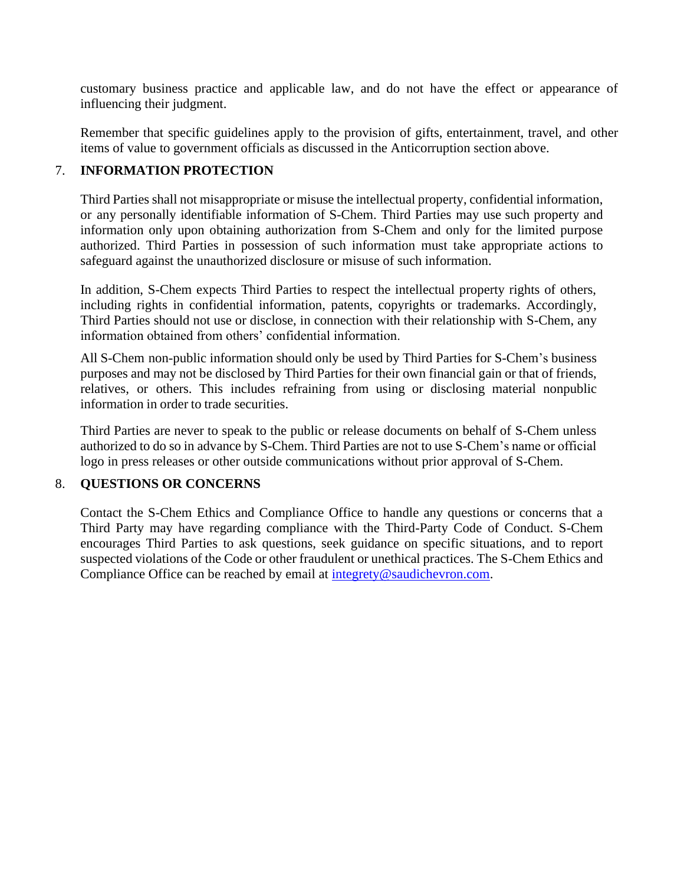customary business practice and applicable law, and do not have the effect or appearance of influencing their judgment.

Remember that specific guidelines apply to the provision of gifts, entertainment, travel, and other items of value to government officials as discussed in the Anticorruption section above.

## 7. INFORMATION PROTECTION

Third Parties shall not misappropriate or misuse the intellectual property, confidential information, or any personally identifiable information of S-Chem. Third Parties may use such property and information only upon obtaining authorization from S-Chem and only for the limited purpose authorized. Third Parties in possession of such information must take appropriate actions to safeguard against the unauthorized disclosure or misuse of such information.

In addition, S-Chem expects Third Parties to respect the intellectual property rights of others, including rights in confidential information, patents, copyrights or trademarks. Accordingly, Third Parties should not use or disclose, in connection with their relationship with S-Chem, any information obtained from others' confidential information.

All S-Chem non-public information should only be used by Third Parties for S-Chem's business purposes and may not be disclosed by Third Parties for their own financial gain or that of friends, relatives, or others. This includes refraining from using or disclosing material nonpublic information in order to trade securities.

Third Parties are never to speak to the public or release documents on behalf of S-Chem unless authorized to do so in advance by S-Chem. Third Parties are not to use S-Chem's name or official logo in press releases or other outside communications without prior approval of S-Chem.

## 8. QUESTIONS OR CONCERNS

Contact the S-Chem Ethics and Compliance Office to handle any questions or concerns that a Third Party may have regarding compliance with the Third-Party Code of Conduct. S-Chem encourages Third Parties to ask questions, seek guidance on specific situations, and to report suspected violations of the Code or other fraudulent or unethical practices. The S-Chem Ethics and Compliance Office can be reached by email at integrety@saudichevron.com.